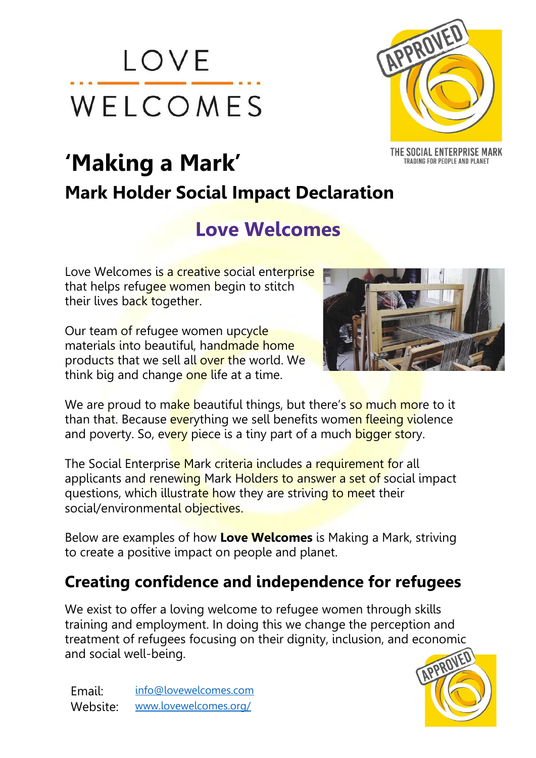LOVE WELCOMES

THE SOCIAL ENTERPRISE MARK
TRADING FOR PEOPLE AND PLANET

# 'Making a Mark'

## Mark Holder Social Impact Declaration

## Love Welcomes

Love Welcomes is a creative social enterprise that helps refugee women begin to stitch their lives back together.

Our team of refugee women upcycle materials into beautiful, handmade home products that we sell all over the world. We think big and change one life at a time.

We are proud to make beautiful things, but there's so much more to it than that. Because everything we sell benefits women fleeing violence and poverty. So, every piece is a tiny part of a much bigger story.

The Social Enterprise Mark criteria includes a requirement for all applicants and renewing Mark Holders to answer a set of social impact questions, which illustrate how they are striving to meet their social/environmental objectives.

Below are examples of how **Love Welcomes** is Making a Mark, striving to create a positive impact on people and planet.

## Creating confidence and independence for refugees

We exist to offer a loving welcome to refugee women through skills training and employment. In doing this we change the perception and treatment of refugees focusing on their dignity, inclusion, and economic and social well-being.

Email: info@lovewelcomes.com
Website: www.lovewelcomes.org/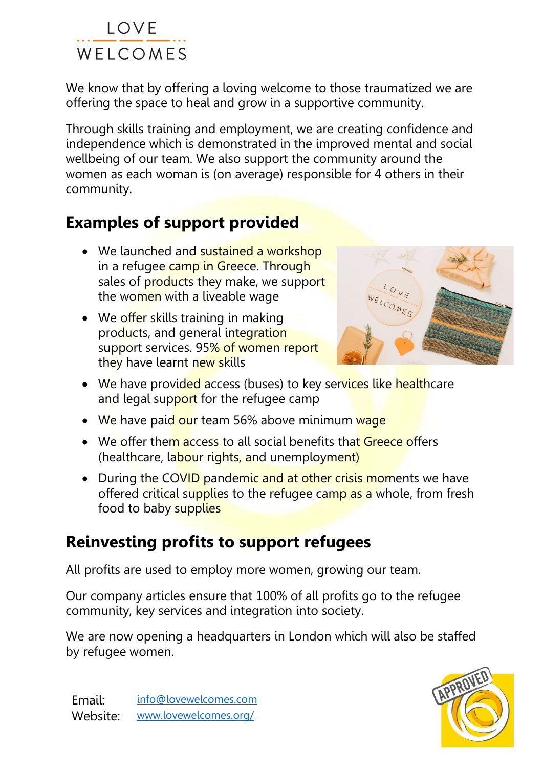LOVE WELCOMES

We know that by offering a loving welcome to those traumatized we are offering the space to heal and grow in a supportive community.

Through skills training and employment, we are creating confidence and independence which is demonstrated in the improved mental and social wellbeing of our team. We also support the community around the women as each woman is (on average) responsible for 4 others in their community.

## Examples of support provided

- We launched and sustained a workshop in a refugee camp in Greece. Through sales of products they make, we support the women with a liveable wage
- We offer skills training in making products, and general integration support services. 95% of women report they have learnt new skills
- We have provided access (buses) to key services like healthcare and legal support for the refugee camp
- We have paid our team 56% above minimum wage
- We offer them access to all social benefits that Greece offers (healthcare, labour rights, and unemployment)
- During the COVID pandemic and at other crisis moments we have offered critical supplies to the refugee camp as a whole, from fresh food to baby supplies

## Reinvesting profits to support refugees

All profits are used to employ more women, growing our team.

Our company articles ensure that 100% of all profits go to the refugee community, key services and integration into society.

We are now opening a headquarters in London which will also be staffed by refugee women.

Email: info@lovewelcomes.com
Website: www.lovewelcomes.org/

APPROVED